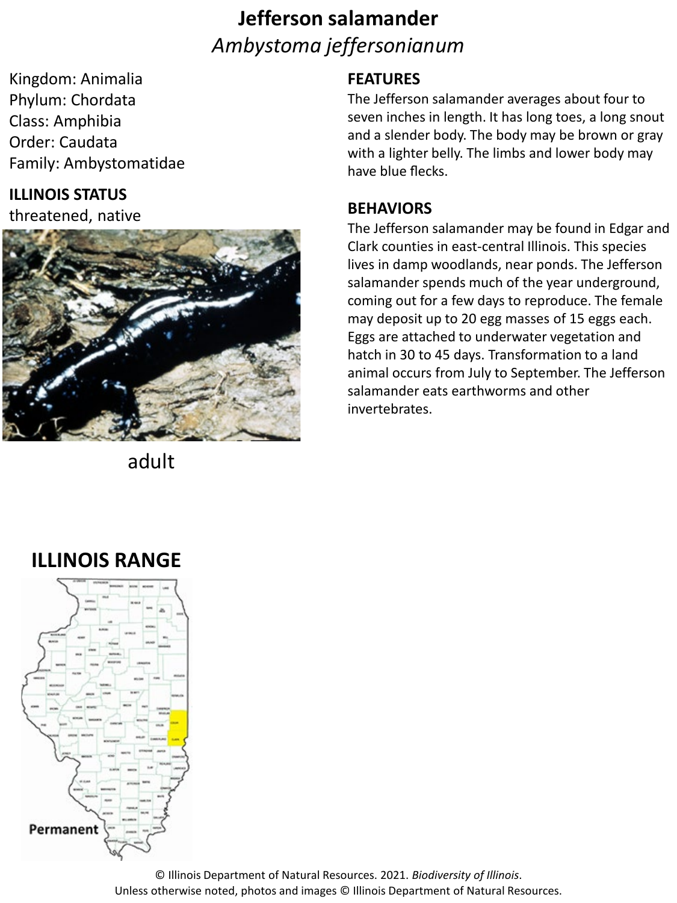# Jefferson salamander

## *Ambystoma jeffersonianum*

Kingdom: Animalia
Phylum: Chordata
Class: Amphibia
Order: Caudata
Family: Ambystomatidae

**ILLINOIS STATUS**

threatened, native

adult

**FEATURES**

The Jefferson salamander averages about four to seven inches in length. It has long toes, a long snout and a slender body. The body may be brown or gray with a lighter belly. The limbs and lower body may have blue flecks.

**BEHAVIORS**

The Jefferson salamander may be found in Edgar and Clark counties in east-central Illinois. This species lives in damp woodlands, near ponds. The Jefferson salamander spends much of the year underground, coming out for a few days to reproduce. The female may deposit up to 20 egg masses of 15 eggs each. Eggs are attached to underwater vegetation and hatch in 30 to 45 days. Transformation to a land animal occurs from July to September. The Jefferson salamander eats earthworms and other invertebrates.

## ILLINOIS RANGE

Permanent

© Illinois Department of Natural Resources. 2021. *Biodiversity of Illinois*.
Unless otherwise noted, photos and images © Illinois Department of Natural Resources.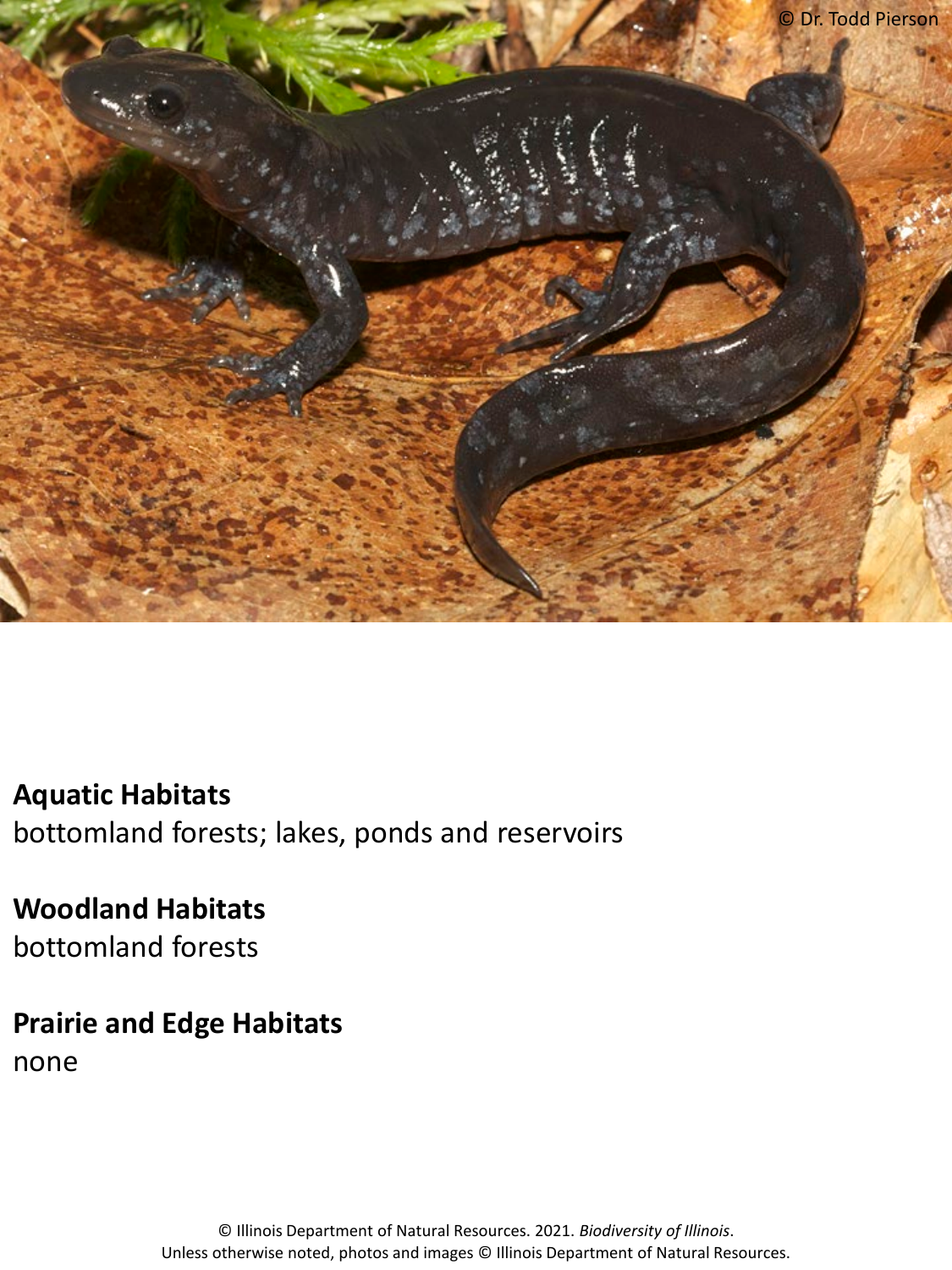© Dr. Todd Pierson

**Aquatic Habitats**
bottomland forests; lakes, ponds and reservoirs

**Woodland Habitats**
bottomland forests

**Prairie and Edge Habitats**
none

© Illinois Department of Natural Resources. 2021. *Biodiversity of Illinois*.
Unless otherwise noted, photos and images © Illinois Department of Natural Resources.